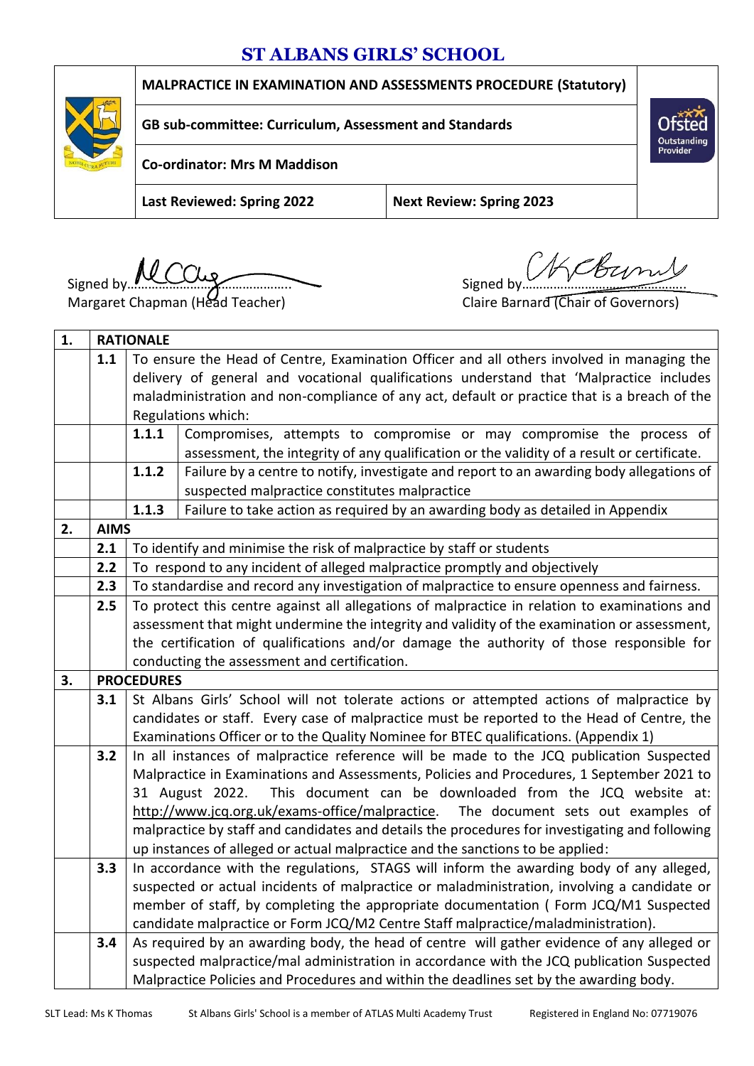# ST ALBANS GIRLS' SCHOOL

| MALPRACTICE IN EXAMINATION AND ASSESSMENTS PROCEDURE (Statutory) | |
|---|---|
| GB sub-committee: Curriculum, Assessment and Standards | |
| Co-ordinator: Mrs M Maddison | |
| Last Reviewed: Spring 2022 | Next Review: Spring 2023 |

Signed by........................................
Margaret Chapman (Head Teacher)

Signed by........................................
Claire Barnard (Chair of Governors)

| | | | |
|---|---|---|---|
| **1.** | **RATIONALE** | | |
| | **1.1** | To ensure the Head of Centre, Examination Officer and all others involved in managing the delivery of general and vocational qualifications understand that 'Malpractice includes maladministration and non-compliance of any act, default or practice that is a breach of the Regulations which: | |
| | | **1.1.1** | Compromises, attempts to compromise or may compromise the process of assessment, the integrity of any qualification or the validity of a result or certificate. |
| | | **1.1.2** | Failure by a centre to notify, investigate and report to an awarding body allegations of suspected malpractice constitutes malpractice |
| | | **1.1.3** | Failure to take action as required by an awarding body as detailed in Appendix |
| **2.** | **AIMS** | | |
| | **2.1** | To identify and minimise the risk of malpractice by staff or students | |
| | **2.2** | To respond to any incident of alleged malpractice promptly and objectively | |
| | **2.3** | To standardise and record any investigation of malpractice to ensure openness and fairness. | |
| | **2.5** | To protect this centre against all allegations of malpractice in relation to examinations and assessment that might undermine the integrity and validity of the examination or assessment, the certification of qualifications and/or damage the authority of those responsible for conducting the assessment and certification. | |
| **3.** | **PROCEDURES** | | |
| | **3.1** | St Albans Girls' School will not tolerate actions or attempted actions of malpractice by candidates or staff. Every case of malpractice must be reported to the Head of Centre, the Examinations Officer or to the Quality Nominee for BTEC qualifications. (Appendix 1) | |
| | **3.2** | In all instances of malpractice reference will be made to the JCQ publication Suspected Malpractice in Examinations and Assessments, Policies and Procedures, 1 September 2021 to 31 August 2022. This document can be downloaded from the JCQ website at: http://www.jcq.org.uk/exams-office/malpractice. The document sets out examples of malpractice by staff and candidates and details the procedures for investigating and following up instances of alleged or actual malpractice and the sanctions to be applied: | |
| | **3.3** | In accordance with the regulations, STAGS will inform the awarding body of any alleged, suspected or actual incidents of malpractice or maladministration, involving a candidate or member of staff, by completing the appropriate documentation ( Form JCQ/M1 Suspected candidate malpractice or Form JCQ/M2 Centre Staff malpractice/maladministration). | |
| | **3.4** | As required by an awarding body, the head of centre will gather evidence of any alleged or suspected malpractice/mal administration in accordance with the JCQ publication Suspected Malpractice Policies and Procedures and within the deadlines set by the awarding body. | |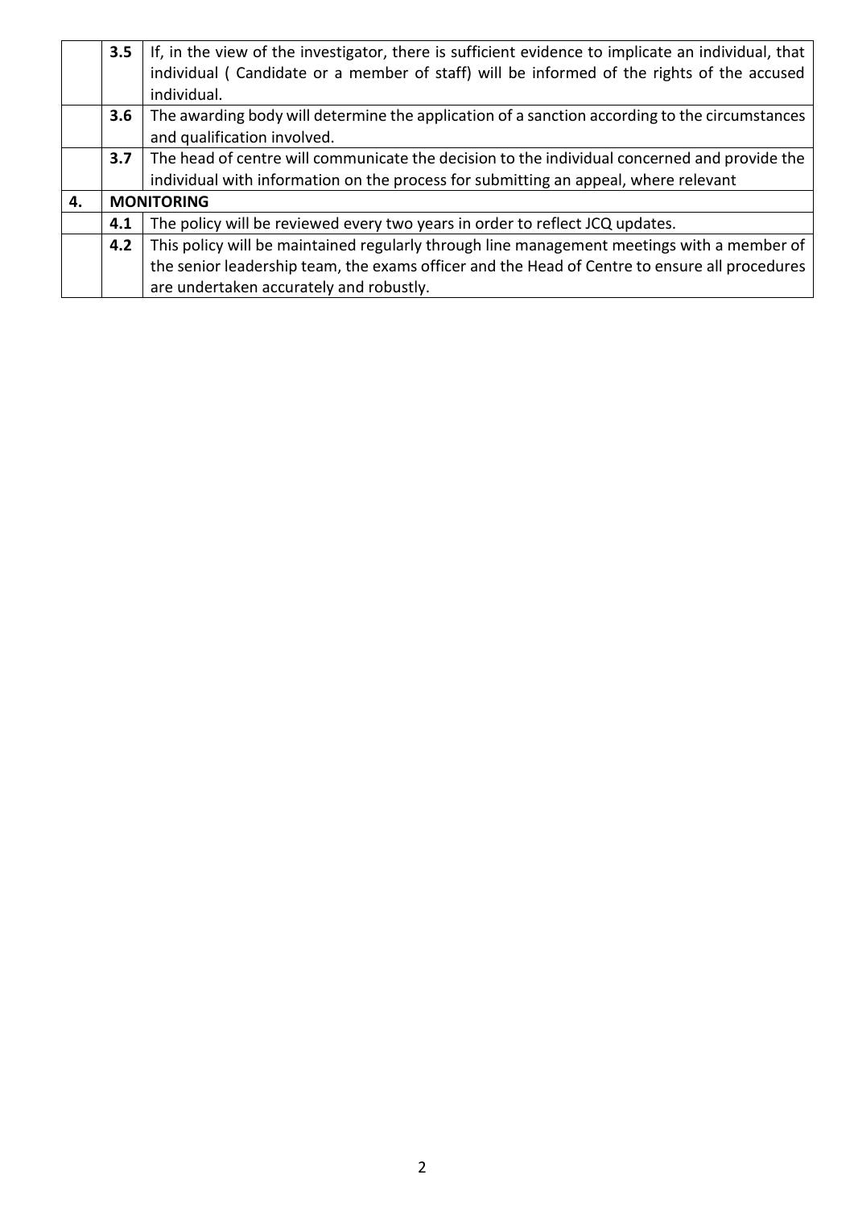| | | |
|---|---|---|
| | **3.5** | If, in the view of the investigator, there is sufficient evidence to implicate an individual, that individual ( Candidate or a member of staff) will be informed of the rights of the accused individual. |
| | **3.6** | The awarding body will determine the application of a sanction according to the circumstances and qualification involved. |
| | **3.7** | The head of centre will communicate the decision to the individual concerned and provide the individual with information on the process for submitting an appeal, where relevant |
| **4.** | **MONITORING** | |
| | **4.1** | The policy will be reviewed every two years in order to reflect JCQ updates. |
| | **4.2** | This policy will be maintained regularly through line management meetings with a member of the senior leadership team, the exams officer and the Head of Centre to ensure all procedures are undertaken accurately and robustly. |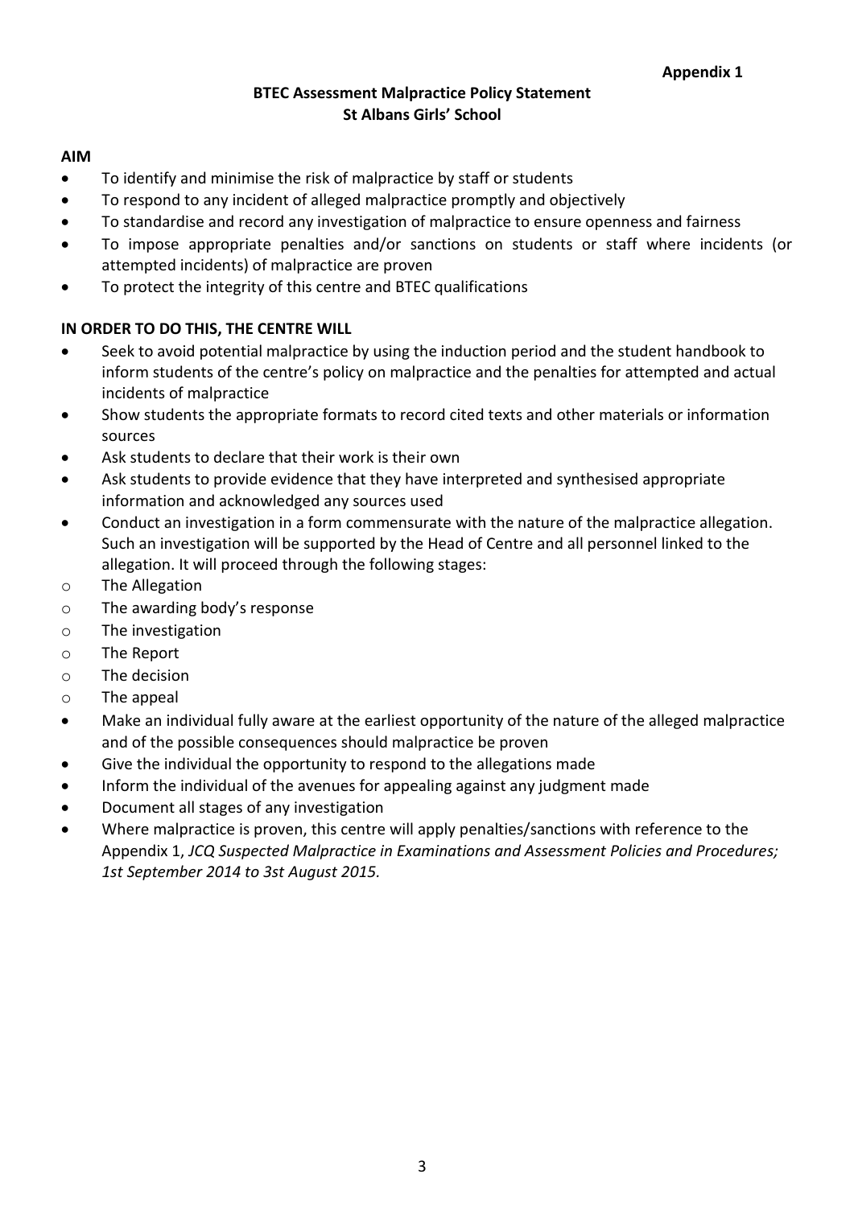**Appendix 1**

# BTEC Assessment Malpractice Policy Statement
## St Albans Girls' School

**AIM**

- To identify and minimise the risk of malpractice by staff or students
- To respond to any incident of alleged malpractice promptly and objectively
- To standardise and record any investigation of malpractice to ensure openness and fairness
- To impose appropriate penalties and/or sanctions on students or staff where incidents (or attempted incidents) of malpractice are proven
- To protect the integrity of this centre and BTEC qualifications

**IN ORDER TO DO THIS, THE CENTRE WILL**

- Seek to avoid potential malpractice by using the induction period and the student handbook to inform students of the centre's policy on malpractice and the penalties for attempted and actual incidents of malpractice
- Show students the appropriate formats to record cited texts and other materials or information sources
- Ask students to declare that their work is their own
- Ask students to provide evidence that they have interpreted and synthesised appropriate information and acknowledged any sources used
- Conduct an investigation in a form commensurate with the nature of the malpractice allegation. Such an investigation will be supported by the Head of Centre and all personnel linked to the allegation. It will proceed through the following stages:
  - The Allegation
  - The awarding body's response
  - The investigation
  - The Report
  - The decision
  - The appeal
- Make an individual fully aware at the earliest opportunity of the nature of the alleged malpractice and of the possible consequences should malpractice be proven
- Give the individual the opportunity to respond to the allegations made
- Inform the individual of the avenues for appealing against any judgment made
- Document all stages of any investigation
- Where malpractice is proven, this centre will apply penalties/sanctions with reference to the Appendix 1, *JCQ Suspected Malpractice in Examinations and Assessment Policies and Procedures; 1st September 2014 to 3st August 2015.*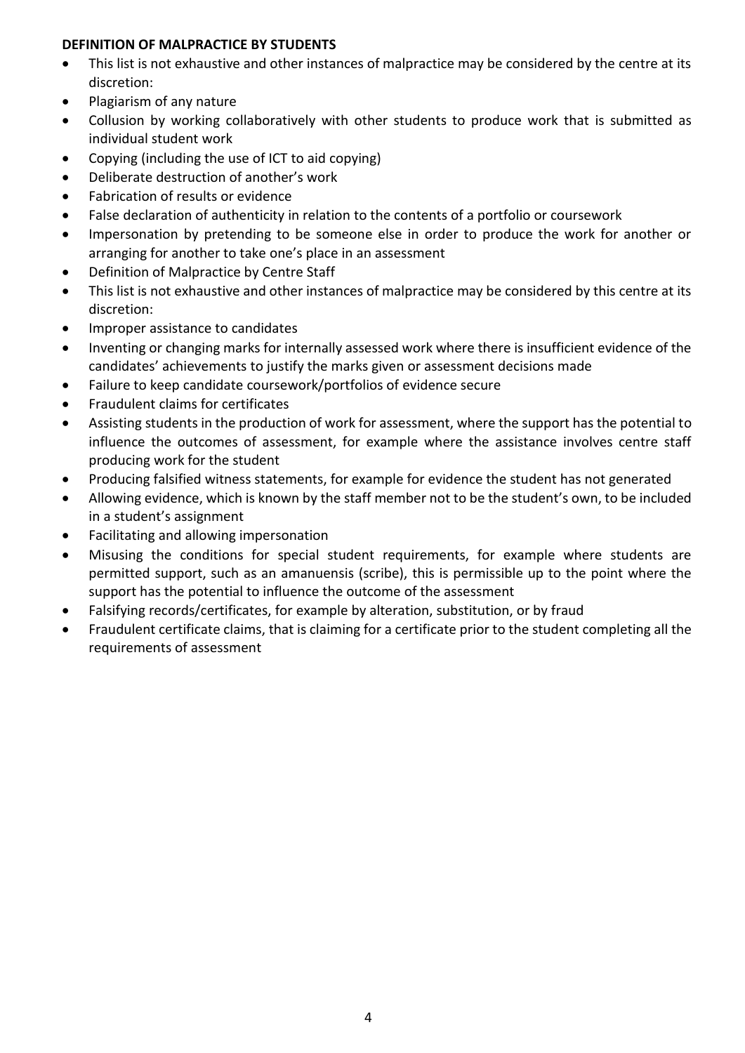**DEFINITION OF MALPRACTICE BY STUDENTS**

- This list is not exhaustive and other instances of malpractice may be considered by the centre at its discretion:
- Plagiarism of any nature
- Collusion by working collaboratively with other students to produce work that is submitted as individual student work
- Copying (including the use of ICT to aid copying)
- Deliberate destruction of another's work
- Fabrication of results or evidence
- False declaration of authenticity in relation to the contents of a portfolio or coursework
- Impersonation by pretending to be someone else in order to produce the work for another or arranging for another to take one's place in an assessment
- Definition of Malpractice by Centre Staff
- This list is not exhaustive and other instances of malpractice may be considered by this centre at its discretion:
- Improper assistance to candidates
- Inventing or changing marks for internally assessed work where there is insufficient evidence of the candidates' achievements to justify the marks given or assessment decisions made
- Failure to keep candidate coursework/portfolios of evidence secure
- Fraudulent claims for certificates
- Assisting students in the production of work for assessment, where the support has the potential to influence the outcomes of assessment, for example where the assistance involves centre staff producing work for the student
- Producing falsified witness statements, for example for evidence the student has not generated
- Allowing evidence, which is known by the staff member not to be the student's own, to be included in a student's assignment
- Facilitating and allowing impersonation
- Misusing the conditions for special student requirements, for example where students are permitted support, such as an amanuensis (scribe), this is permissible up to the point where the support has the potential to influence the outcome of the assessment
- Falsifying records/certificates, for example by alteration, substitution, or by fraud
- Fraudulent certificate claims, that is claiming for a certificate prior to the student completing all the requirements of assessment